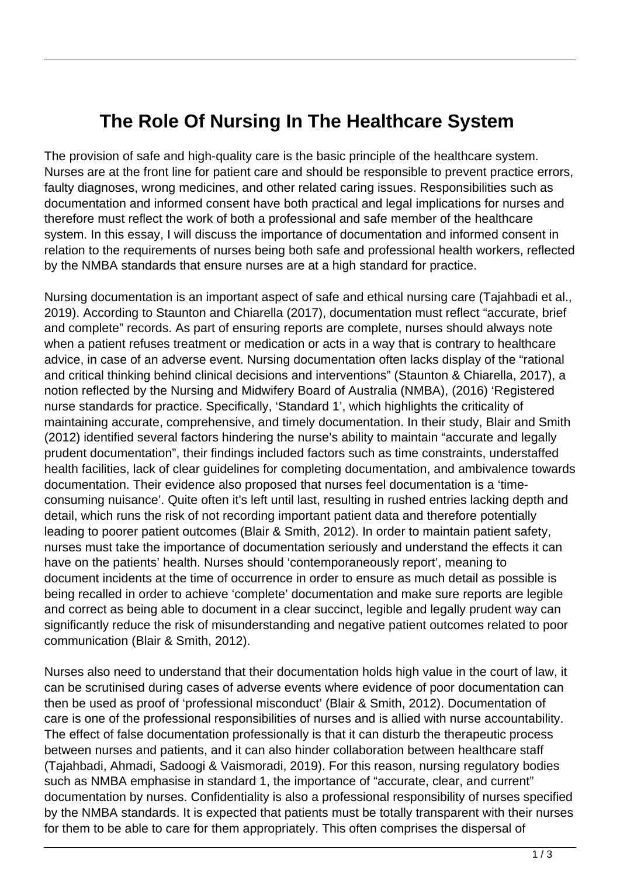# The Role Of Nursing In The Healthcare System

The provision of safe and high-quality care is the basic principle of the healthcare system. Nurses are at the front line for patient care and should be responsible to prevent practice errors, faulty diagnoses, wrong medicines, and other related caring issues. Responsibilities such as documentation and informed consent have both practical and legal implications for nurses and therefore must reflect the work of both a professional and safe member of the healthcare system. In this essay, I will discuss the importance of documentation and informed consent in relation to the requirements of nurses being both safe and professional health workers, reflected by the NMBA standards that ensure nurses are at a high standard for practice.

Nursing documentation is an important aspect of safe and ethical nursing care (Tajahbadi et al., 2019). According to Staunton and Chiarella (2017), documentation must reflect "accurate, brief and complete" records. As part of ensuring reports are complete, nurses should always note when a patient refuses treatment or medication or acts in a way that is contrary to healthcare advice, in case of an adverse event. Nursing documentation often lacks display of the "rational and critical thinking behind clinical decisions and interventions" (Staunton & Chiarella, 2017), a notion reflected by the Nursing and Midwifery Board of Australia (NMBA), (2016) 'Registered nurse standards for practice. Specifically, 'Standard 1', which highlights the criticality of maintaining accurate, comprehensive, and timely documentation. In their study, Blair and Smith (2012) identified several factors hindering the nurse's ability to maintain "accurate and legally prudent documentation", their findings included factors such as time constraints, understaffed health facilities, lack of clear guidelines for completing documentation, and ambivalence towards documentation. Their evidence also proposed that nurses feel documentation is a 'time-consuming nuisance'. Quite often it's left until last, resulting in rushed entries lacking depth and detail, which runs the risk of not recording important patient data and therefore potentially leading to poorer patient outcomes (Blair & Smith, 2012). In order to maintain patient safety, nurses must take the importance of documentation seriously and understand the effects it can have on the patients' health. Nurses should 'contemporaneously report', meaning to document incidents at the time of occurrence in order to ensure as much detail as possible is being recalled in order to achieve 'complete' documentation and make sure reports are legible and correct as being able to document in a clear succinct, legible and legally prudent way can significantly reduce the risk of misunderstanding and negative patient outcomes related to poor communication (Blair & Smith, 2012).

Nurses also need to understand that their documentation holds high value in the court of law, it can be scrutinised during cases of adverse events where evidence of poor documentation can then be used as proof of 'professional misconduct' (Blair & Smith, 2012). Documentation of care is one of the professional responsibilities of nurses and is allied with nurse accountability. The effect of false documentation professionally is that it can disturb the therapeutic process between nurses and patients, and it can also hinder collaboration between healthcare staff (Tajahbadi, Ahmadi, Sadoogi & Vaismoradi, 2019). For this reason, nursing regulatory bodies such as NMBA emphasise in standard 1, the importance of "accurate, clear, and current" documentation by nurses. Confidentiality is also a professional responsibility of nurses specified by the NMBA standards. It is expected that patients must be totally transparent with their nurses for them to be able to care for them appropriately. This often comprises the dispersal of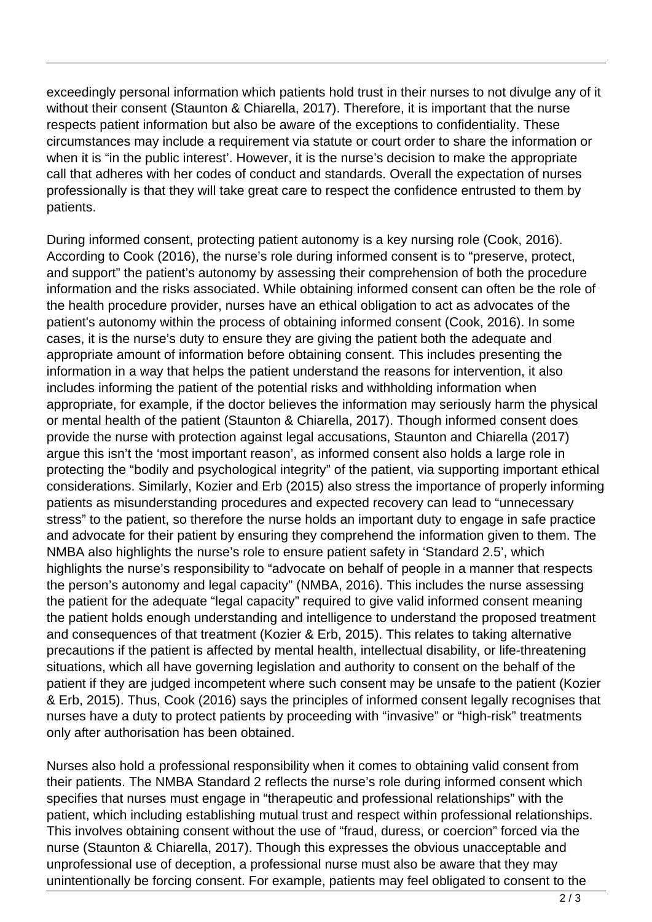exceedingly personal information which patients hold trust in their nurses to not divulge any of it without their consent (Staunton & Chiarella, 2017). Therefore, it is important that the nurse respects patient information but also be aware of the exceptions to confidentiality. These circumstances may include a requirement via statute or court order to share the information or when it is "in the public interest'. However, it is the nurse's decision to make the appropriate call that adheres with her codes of conduct and standards. Overall the expectation of nurses professionally is that they will take great care to respect the confidence entrusted to them by patients.

During informed consent, protecting patient autonomy is a key nursing role (Cook, 2016). According to Cook (2016), the nurse's role during informed consent is to "preserve, protect, and support" the patient's autonomy by assessing their comprehension of both the procedure information and the risks associated. While obtaining informed consent can often be the role of the health procedure provider, nurses have an ethical obligation to act as advocates of the patient's autonomy within the process of obtaining informed consent (Cook, 2016). In some cases, it is the nurse's duty to ensure they are giving the patient both the adequate and appropriate amount of information before obtaining consent. This includes presenting the information in a way that helps the patient understand the reasons for intervention, it also includes informing the patient of the potential risks and withholding information when appropriate, for example, if the doctor believes the information may seriously harm the physical or mental health of the patient (Staunton & Chiarella, 2017). Though informed consent does provide the nurse with protection against legal accusations, Staunton and Chiarella (2017) argue this isn't the 'most important reason', as informed consent also holds a large role in protecting the "bodily and psychological integrity" of the patient, via supporting important ethical considerations. Similarly, Kozier and Erb (2015) also stress the importance of properly informing patients as misunderstanding procedures and expected recovery can lead to "unnecessary stress" to the patient, so therefore the nurse holds an important duty to engage in safe practice and advocate for their patient by ensuring they comprehend the information given to them. The NMBA also highlights the nurse's role to ensure patient safety in 'Standard 2.5', which highlights the nurse's responsibility to "advocate on behalf of people in a manner that respects the person's autonomy and legal capacity" (NMBA, 2016). This includes the nurse assessing the patient for the adequate "legal capacity" required to give valid informed consent meaning the patient holds enough understanding and intelligence to understand the proposed treatment and consequences of that treatment (Kozier & Erb, 2015). This relates to taking alternative precautions if the patient is affected by mental health, intellectual disability, or life-threatening situations, which all have governing legislation and authority to consent on the behalf of the patient if they are judged incompetent where such consent may be unsafe to the patient (Kozier & Erb, 2015). Thus, Cook (2016) says the principles of informed consent legally recognises that nurses have a duty to protect patients by proceeding with "invasive" or "high-risk" treatments only after authorisation has been obtained.

Nurses also hold a professional responsibility when it comes to obtaining valid consent from their patients. The NMBA Standard 2 reflects the nurse's role during informed consent which specifies that nurses must engage in "therapeutic and professional relationships" with the patient, which including establishing mutual trust and respect within professional relationships. This involves obtaining consent without the use of "fraud, duress, or coercion" forced via the nurse (Staunton & Chiarella, 2017). Though this expresses the obvious unacceptable and unprofessional use of deception, a professional nurse must also be aware that they may unintentionally be forcing consent. For example, patients may feel obligated to consent to the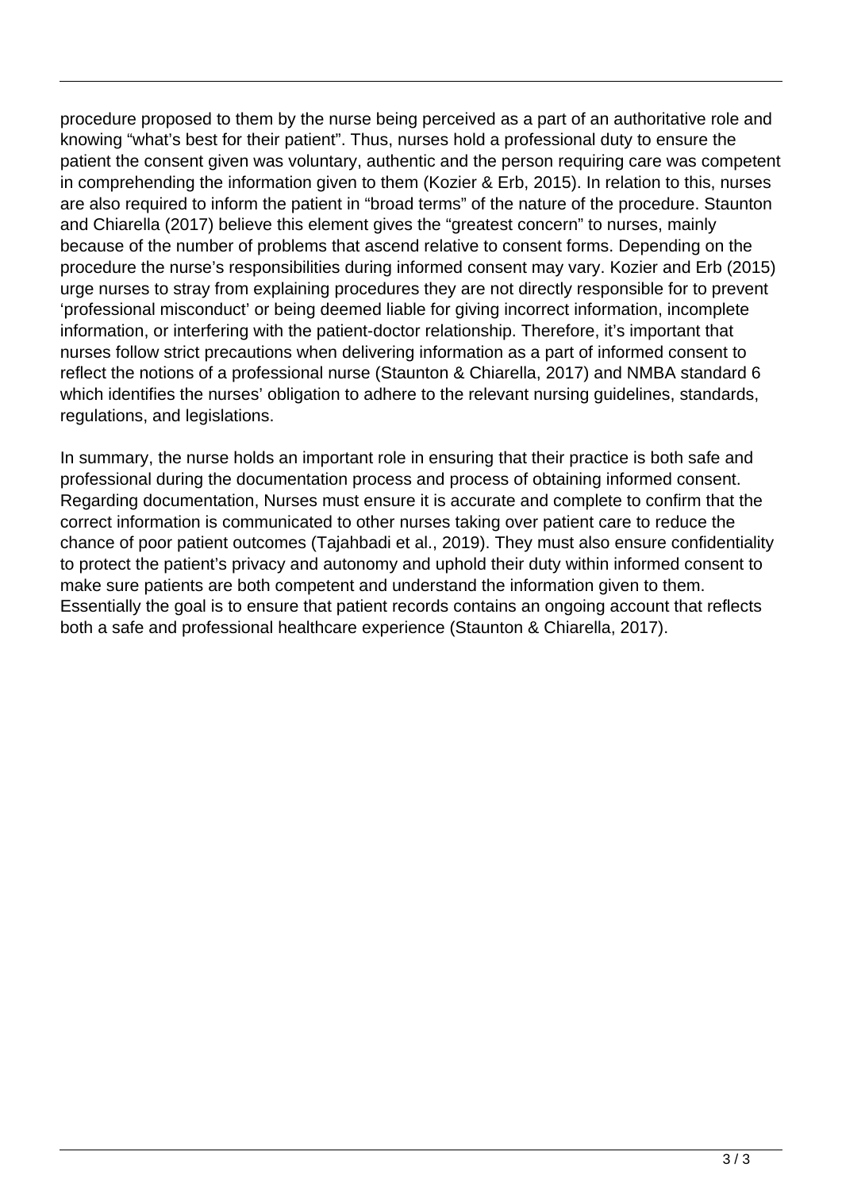procedure proposed to them by the nurse being perceived as a part of an authoritative role and knowing "what's best for their patient". Thus, nurses hold a professional duty to ensure the patient the consent given was voluntary, authentic and the person requiring care was competent in comprehending the information given to them (Kozier & Erb, 2015). In relation to this, nurses are also required to inform the patient in "broad terms" of the nature of the procedure. Staunton and Chiarella (2017) believe this element gives the "greatest concern" to nurses, mainly because of the number of problems that ascend relative to consent forms. Depending on the procedure the nurse's responsibilities during informed consent may vary. Kozier and Erb (2015) urge nurses to stray from explaining procedures they are not directly responsible for to prevent 'professional misconduct' or being deemed liable for giving incorrect information, incomplete information, or interfering with the patient-doctor relationship. Therefore, it's important that nurses follow strict precautions when delivering information as a part of informed consent to reflect the notions of a professional nurse (Staunton & Chiarella, 2017) and NMBA standard 6 which identifies the nurses' obligation to adhere to the relevant nursing guidelines, standards, regulations, and legislations.

In summary, the nurse holds an important role in ensuring that their practice is both safe and professional during the documentation process and process of obtaining informed consent. Regarding documentation, Nurses must ensure it is accurate and complete to confirm that the correct information is communicated to other nurses taking over patient care to reduce the chance of poor patient outcomes (Tajahbadi et al., 2019). They must also ensure confidentiality to protect the patient's privacy and autonomy and uphold their duty within informed consent to make sure patients are both competent and understand the information given to them. Essentially the goal is to ensure that patient records contains an ongoing account that reflects both a safe and professional healthcare experience (Staunton & Chiarella, 2017).